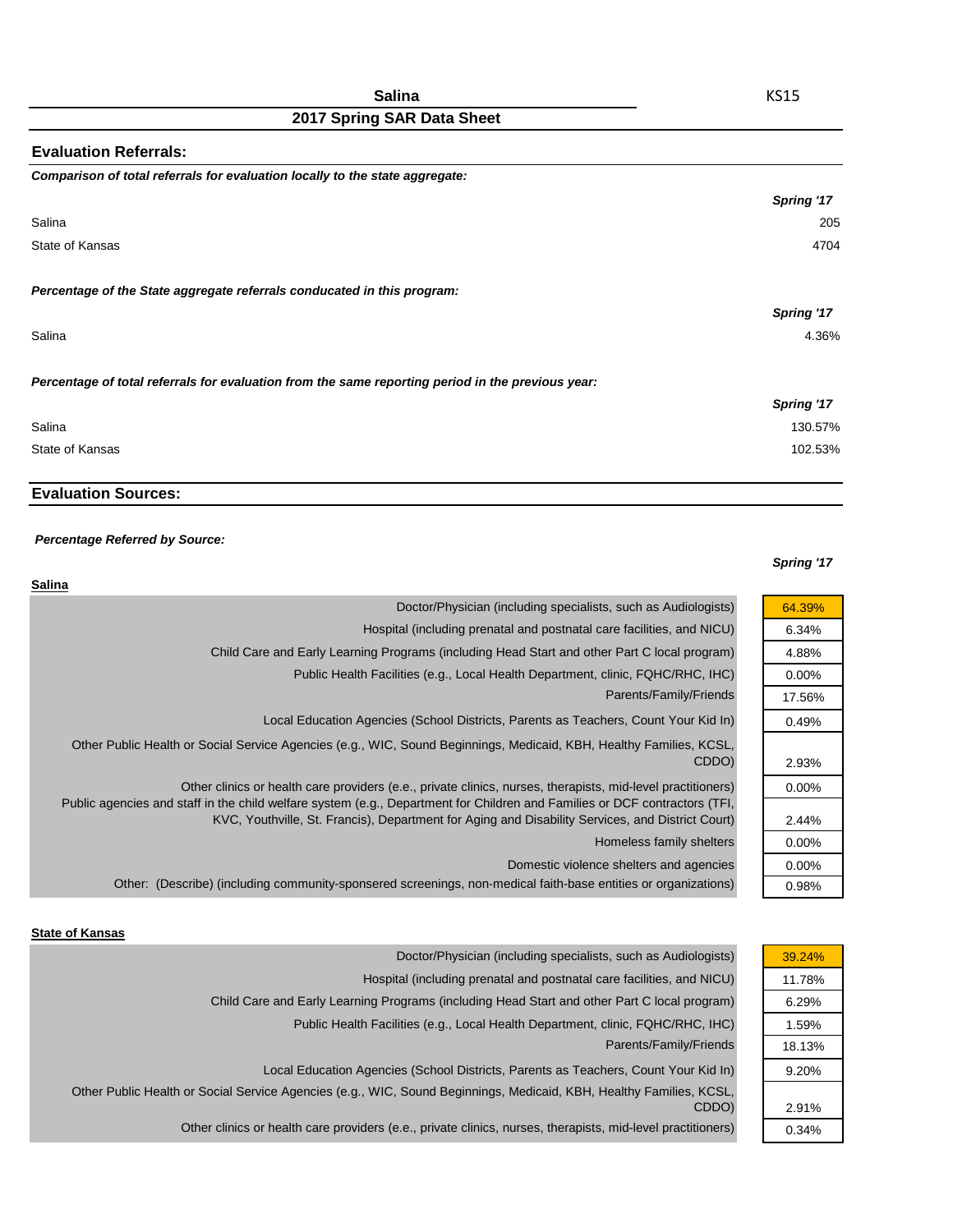# Salina

KS15

## 2017 Spring SAR Data Sheet

### Evaluation Referrals:

***Comparison of total referrals for evaluation locally to the state aggregate:***

| | *Spring '17* |
|---|---|
| Salina | 205 |
| State of Kansas | 4704 |

***Percentage of the State aggregate referrals conducated in this program:***

| | *Spring '17* |
|---|---|
| Salina | 4.36% |

***Percentage of total referrals for evaluation from the same reporting period in the previous year:***

| | *Spring '17* |
|---|---|
| Salina | 130.57% |
| State of Kansas | 102.53% |

### Evaluation Sources:

***Percentage Referred by Source:***

**Salina**

| | *Spring '17* |
|---|---|
| Doctor/Physician (including specialists, such as Audiologists) | 64.39% |
| Hospital (including prenatal and postnatal care facilities, and NICU) | 6.34% |
| Child Care and Early Learning Programs (including Head Start and other Part C local program) | 4.88% |
| Public Health Facilities (e.g., Local Health Department, clinic, FQHC/RHC, IHC) | 0.00% |
| Parents/Family/Friends | 17.56% |
| Local Education Agencies (School Districts, Parents as Teachers, Count Your Kid In) | 0.49% |
| Other Public Health or Social Service Agencies (e.g., WIC, Sound Beginnings, Medicaid, KBH, Healthy Families, KCSL, CDDO) | 2.93% |
| Other clinics or health care providers (e.g., private clinics, nurses, therapists, mid-level practitioners) | 0.00% |
| Public agencies and staff in the child welfare system (e.g., Department for Children and Families or DCF contractors (TFI, KVC, Youthville, St. Francis), Department for Aging and Disability Services, and District Court) | 2.44% |
| Homeless family shelters | 0.00% |
| Domestic violence shelters and agencies | 0.00% |
| Other: (Describe) (including community-sponsered screenings, non-medical faith-base entities or organizations) | 0.98% |

**State of Kansas**

| | *Spring '17* |
|---|---|
| Doctor/Physician (including specialists, such as Audiologists) | 39.24% |
| Hospital (including prenatal and postnatal care facilities, and NICU) | 11.78% |
| Child Care and Early Learning Programs (including Head Start and other Part C local program) | 6.29% |
| Public Health Facilities (e.g., Local Health Department, clinic, FQHC/RHC, IHC) | 1.59% |
| Parents/Family/Friends | 18.13% |
| Local Education Agencies (School Districts, Parents as Teachers, Count Your Kid In) | 9.20% |
| Other Public Health or Social Service Agencies (e.g., WIC, Sound Beginnings, Medicaid, KBH, Healthy Families, KCSL, CDDO) | 2.91% |
| Other clinics or health care providers (e.g., private clinics, nurses, therapists, mid-level practitioners) | 0.34% |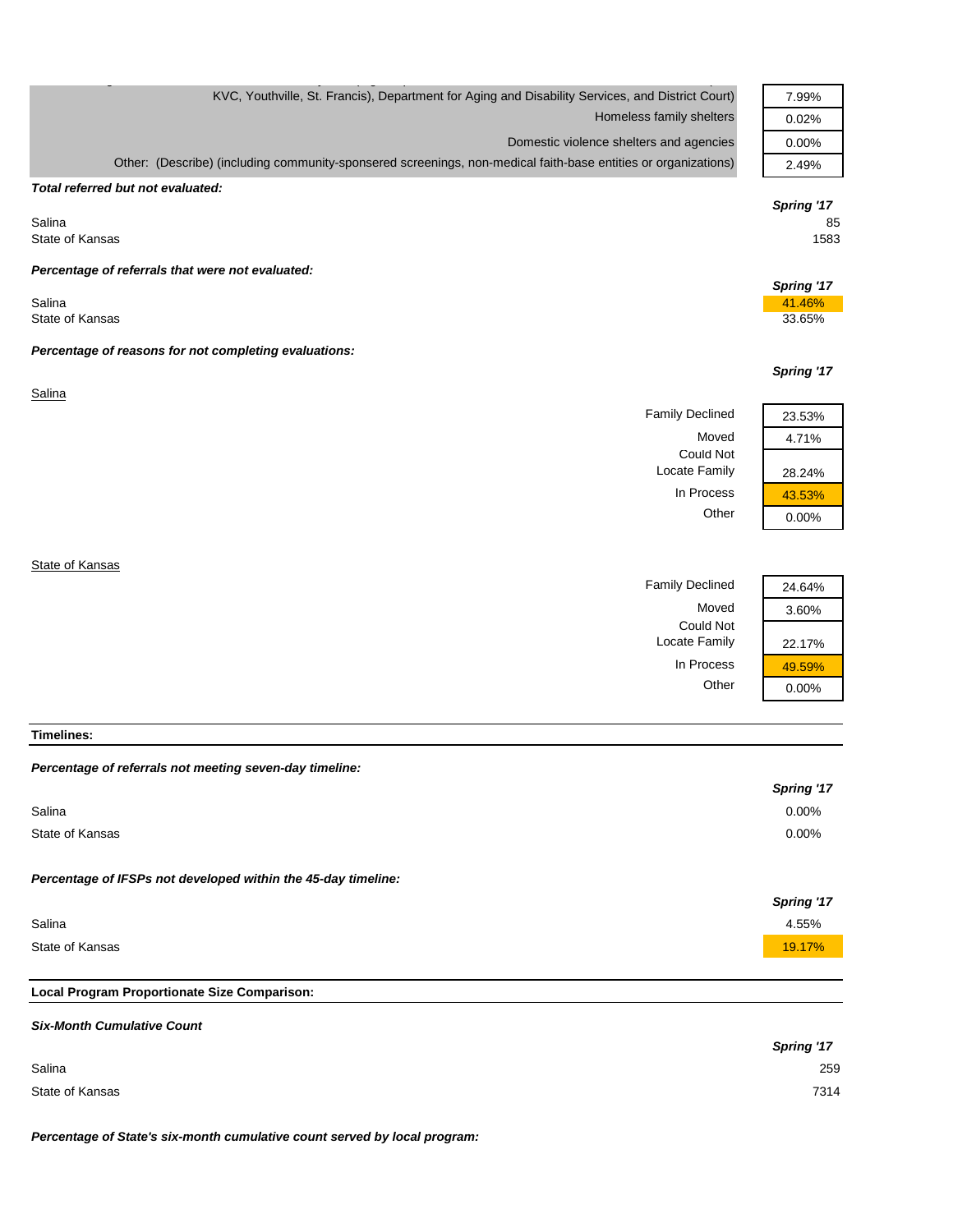| | |
|---|---|
| KVC, Youthville, St. Francis), Department for Aging and Disability Services, and District Court) | 7.99% |
| Homeless family shelters | 0.02% |
| Domestic violence shelters and agencies | 0.00% |
| Other: (Describe) (including community-sponsered screenings, non-medical faith-base entities or organizations) | 2.49% |

***Total referred but not evaluated:***

| | Spring '17 |
|---|---|
| Salina | 85 |
| State of Kansas | 1583 |

***Percentage of referrals that were not evaluated:***

| | Spring '17 |
|---|---|
| Salina | 41.46% |
| State of Kansas | 33.65% |

***Percentage of reasons for not completing evaluations:***

Salina

| | Spring '17 |
|---|---|
| Family Declined | 23.53% |
| Moved | 4.71% |
| Could Not Locate Family | 28.24% |
| In Process | 43.53% |
| Other | 0.00% |

State of Kansas

| | Spring '17 |
|---|---|
| Family Declined | 24.64% |
| Moved | 3.60% |
| Could Not Locate Family | 22.17% |
| In Process | 49.59% |
| Other | 0.00% |

**Timelines:**

***Percentage of referrals not meeting seven-day timeline:***

| | Spring '17 |
|---|---|
| Salina | 0.00% |
| State of Kansas | 0.00% |

***Percentage of IFSPs not developed within the 45-day timeline:***

| | Spring '17 |
|---|---|
| Salina | 4.55% |
| State of Kansas | 19.17% |

**Local Program Proportionate Size Comparison:**

***Six-Month Cumulative Count***

| | Spring '17 |
|---|---|
| Salina | 259 |
| State of Kansas | 7314 |

***Percentage of State's six-month cumulative count served by local program:***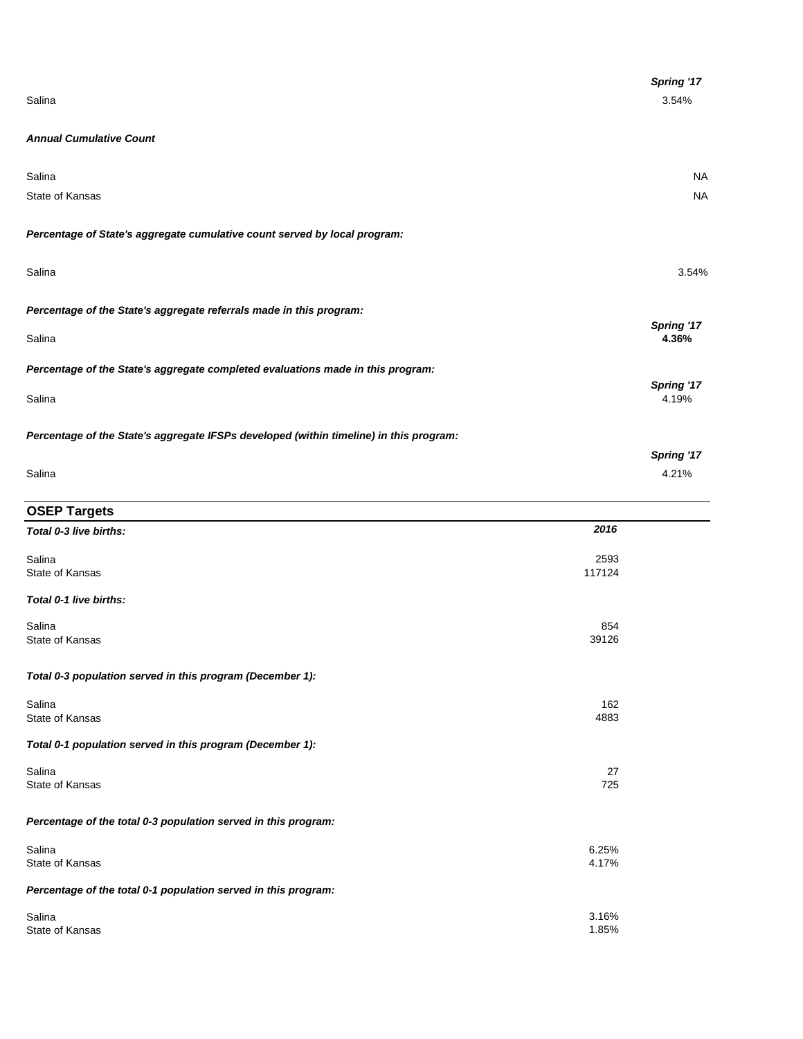| | Spring '17 |
|---|---|
| Salina | 3.54% |

***Annual Cumulative Count***

| | |
|---|---|
| Salina | NA |
| State of Kansas | NA |

***Percentage of State's aggregate cumulative count served by local program:***

| | |
|---|---|
| Salina | 3.54% |

***Percentage of the State's aggregate referrals made in this program:***

| | Spring '17 |
|---|---|
| Salina | **4.36%** |

***Percentage of the State's aggregate completed evaluations made in this program:***

| | Spring '17 |
|---|---|
| Salina | 4.19% |

***Percentage of the State's aggregate IFSPs developed (within timeline) in this program:***

| | Spring '17 |
|---|---|
| Salina | 4.21% |

## OSEP Targets

| | 2016 |
|---|---|
| ***Total 0-3 live births:*** | |
| Salina | 2593 |
| State of Kansas | 117124 |
| ***Total 0-1 live births:*** | |
| Salina | 854 |
| State of Kansas | 39126 |
| ***Total 0-3 population served in this program (December 1):*** | |
| Salina | 162 |
| State of Kansas | 4883 |
| ***Total 0-1 population served in this program (December 1):*** | |
| Salina | 27 |
| State of Kansas | 725 |
| ***Percentage of the total 0-3 population served in this program:*** | |
| Salina | 6.25% |
| State of Kansas | 4.17% |
| ***Percentage of the total 0-1 population served in this program:*** | |
| Salina | 3.16% |
| State of Kansas | 1.85% |